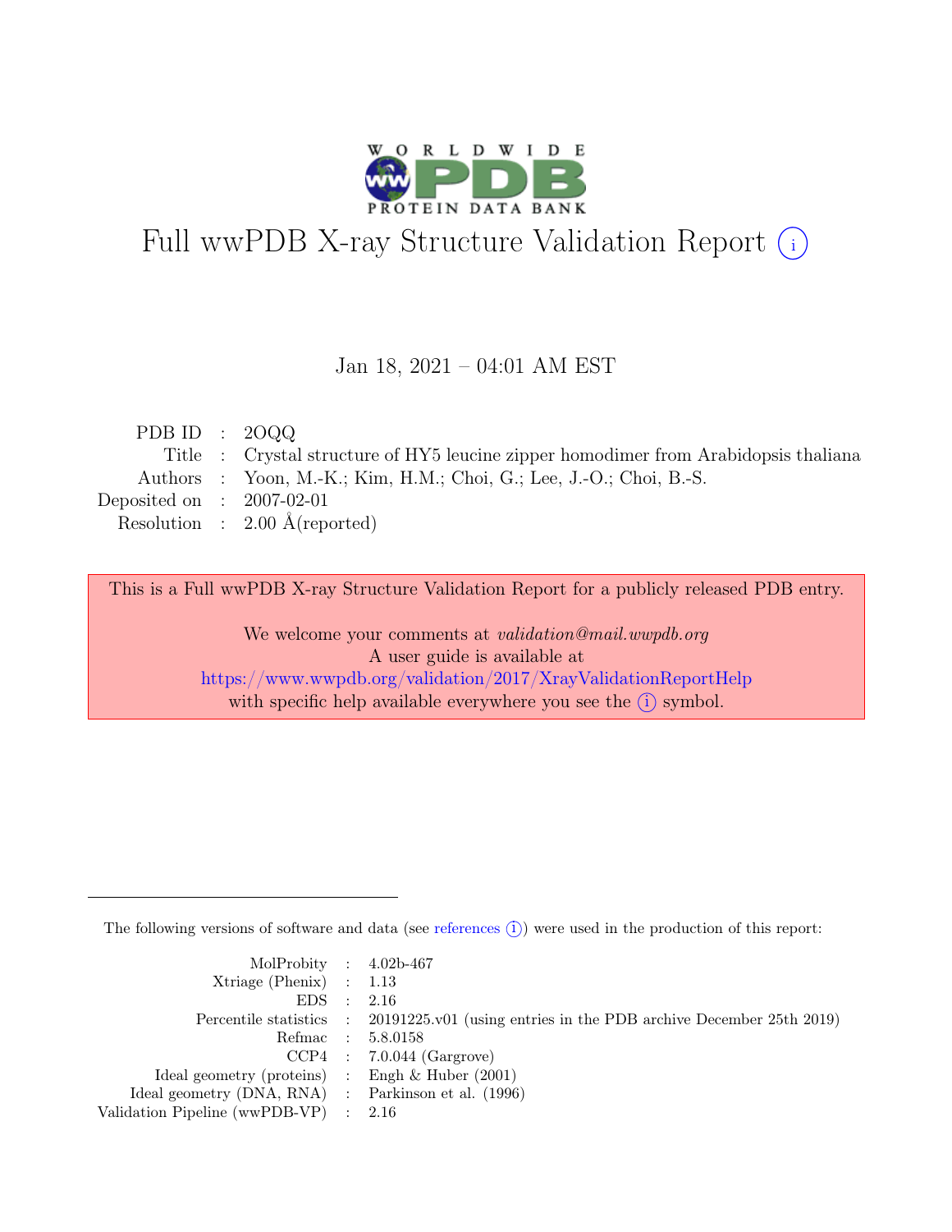# Full wwPDB X-ray Structure Validation Report (i)

Jan 18, 2021 – 04:01 AM EST

| | | |
|---|---|---|
| PDB ID | : | 2OQQ |
| Title | : | Crystal structure of HY5 leucine zipper homodimer from Arabidopsis thaliana |
| Authors | : | Yoon, M.-K.; Kim, H.M.; Choi, G.; Lee, J.-O.; Choi, B.-S. |
| Deposited on | : | 2007-02-01 |
| Resolution | : | 2.00 Å(reported) |

This is a Full wwPDB X-ray Structure Validation Report for a publicly released PDB entry.

We welcome your comments at *validation@mail.wwpdb.org*
A user guide is available at
https://www.wwpdb.org/validation/2017/XrayValidationReportHelp
with specific help available everywhere you see the (i) symbol.

---

The following versions of software and data (see references (i)) were used in the production of this report:

| | | |
|---|---|---|
| MolProbity | : | 4.02b-467 |
| Xtriage (Phenix) | : | 1.13 |
| EDS | : | 2.16 |
| Percentile statistics | : | 20191225.v01 (using entries in the PDB archive December 25th 2019) |
| Refmac | : | 5.8.0158 |
| CCP4 | : | 7.0.044 (Gargrove) |
| Ideal geometry (proteins) | : | Engh & Huber (2001) |
| Ideal geometry (DNA, RNA) | : | Parkinson et al. (1996) |
| Validation Pipeline (wwPDB-VP) | : | 2.16 |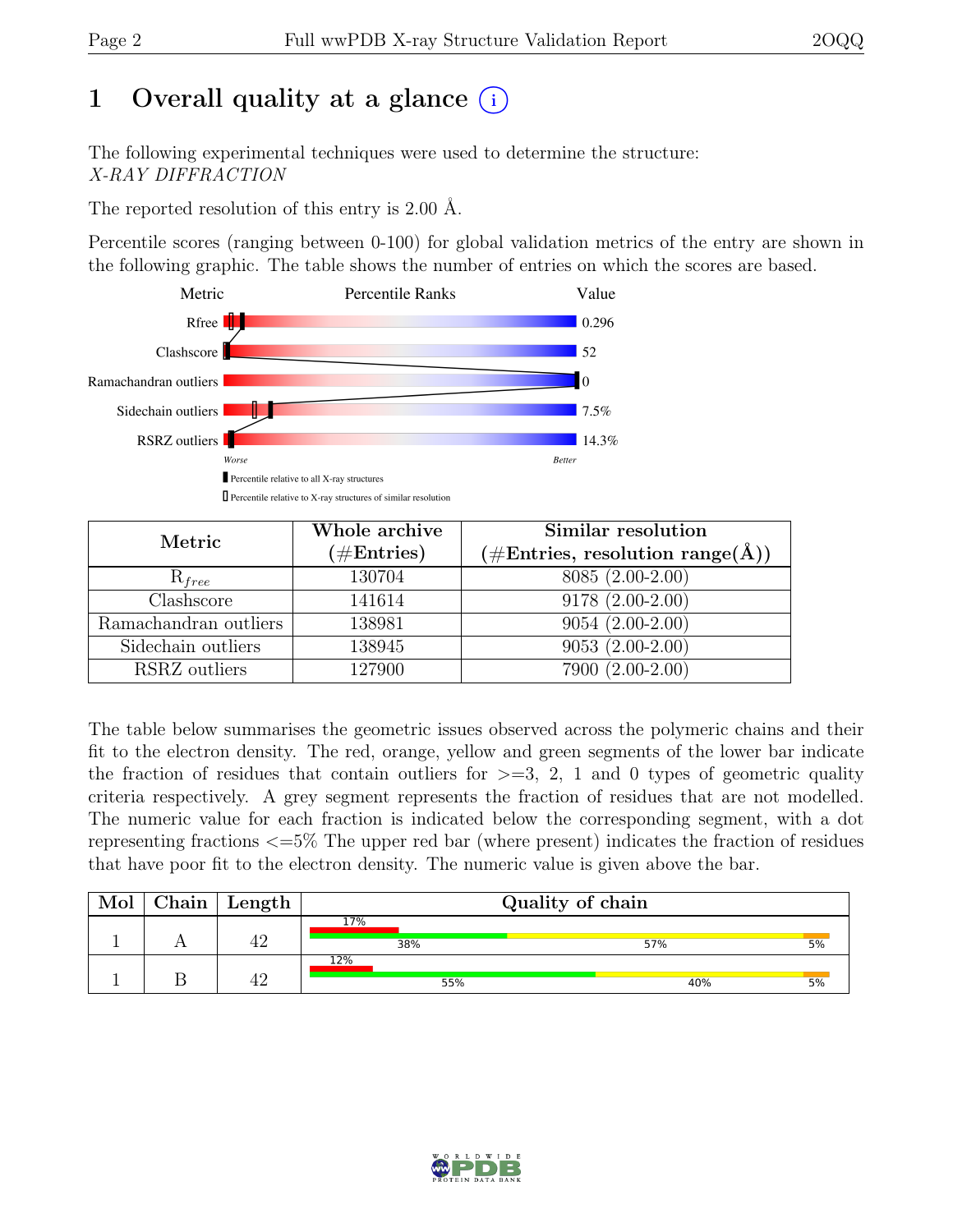# 1 Overall quality at a glance (i)

The following experimental techniques were used to determine the structure:
*X-RAY DIFFRACTION*

The reported resolution of this entry is 2.00 Å.

Percentile scores (ranging between 0-100) for global validation metrics of the entry are shown in the following graphic. The table shows the number of entries on which the scores are based.

| Metric | Value |
|---|---|
| Rfree | 0.296 |
| Clashscore | 52 |
| Ramachandran outliers | 0 |
| Sidechain outliers | 7.5% |
| RSRZ outliers | 14.3% |

Worse — Better

▮ Percentile relative to all X-ray structures

▯ Percentile relative to X-ray structures of similar resolution

| Metric | Whole archive (#Entries) | Similar resolution (#Entries, resolution range(Å)) |
|---|---|---|
| $R_{free}$ | 130704 | 8085 (2.00-2.00) |
| Clashscore | 141614 | 9178 (2.00-2.00) |
| Ramachandran outliers | 138981 | 9054 (2.00-2.00) |
| Sidechain outliers | 138945 | 9053 (2.00-2.00) |
| RSRZ outliers | 127900 | 7900 (2.00-2.00) |

The table below summarises the geometric issues observed across the polymeric chains and their fit to the electron density. The red, orange, yellow and green segments of the lower bar indicate the fraction of residues that contain outliers for >=3, 2, 1 and 0 types of geometric quality criteria respectively. A grey segment represents the fraction of residues that are not modelled. The numeric value for each fraction is indicated below the corresponding segment, with a dot representing fractions <=5% The upper red bar (where present) indicates the fraction of residues that have poor fit to the electron density. The numeric value is given above the bar.

| Mol | Chain | Length | Quality of chain |
|---|---|---|---|
| 1 | A | 42 | 17% (poor fit); 38% green, 57% yellow, 5% orange |
| 1 | B | 42 | 12% (poor fit); 55% green, 40% yellow, 5% orange |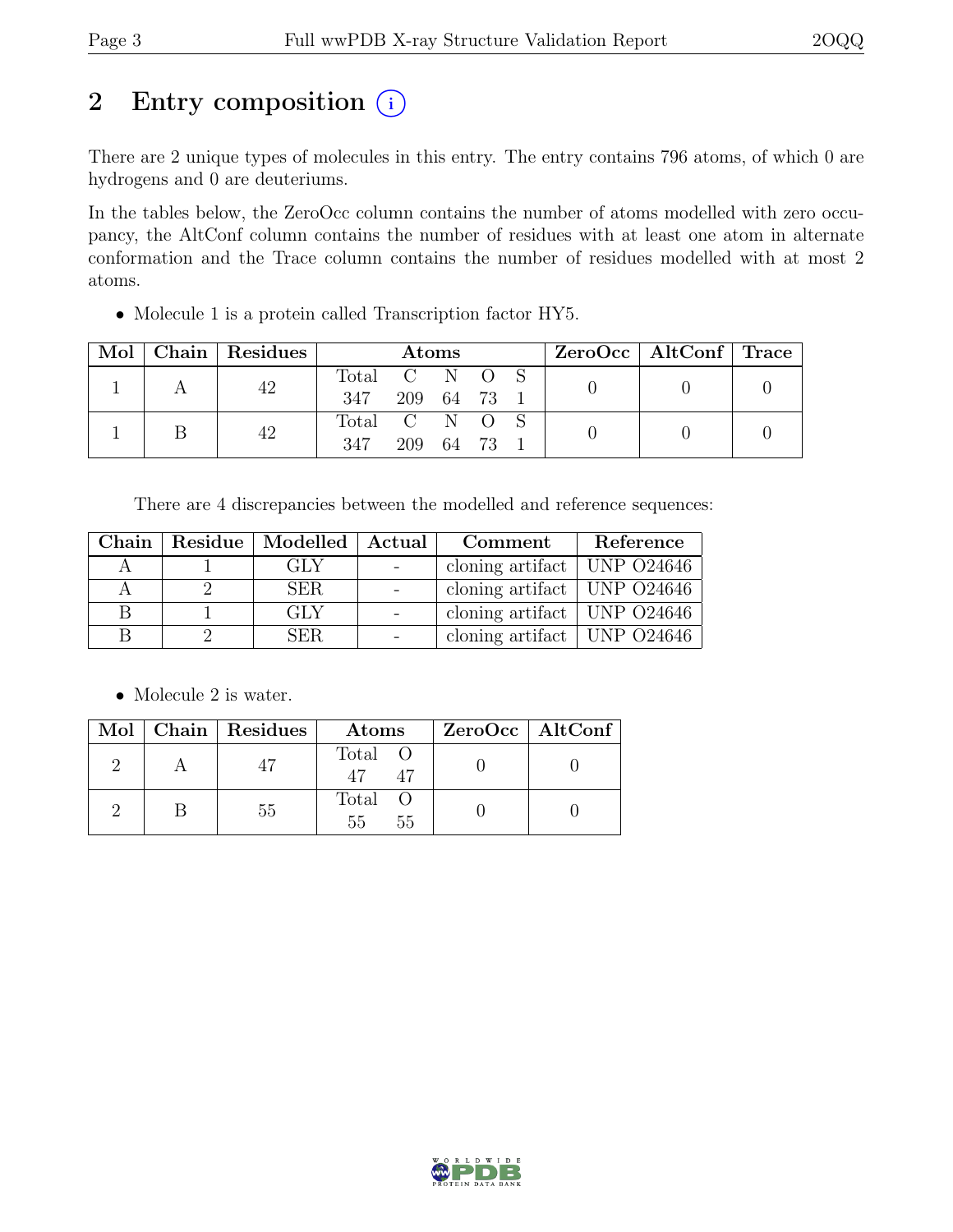## 2 Entry composition (i)

There are 2 unique types of molecules in this entry. The entry contains 796 atoms, of which 0 are hydrogens and 0 are deuteriums.

In the tables below, the ZeroOcc column contains the number of atoms modelled with zero occupancy, the AltConf column contains the number of residues with at least one atom in alternate conformation and the Trace column contains the number of residues modelled with at most 2 atoms.

- Molecule 1 is a protein called Transcription factor HY5.

| Mol | Chain | Residues | Atoms | | | | | ZeroOcc | AltConf | Trace |
|---|---|---|---|---|---|---|---|---|---|---|
| | | | Total | C | N | O | S | | | |
| 1 | A | 42 | 347 | 209 | 64 | 73 | 1 | 0 | 0 | 0 |
| 1 | B | 42 | 347 | 209 | 64 | 73 | 1 | 0 | 0 | 0 |

There are 4 discrepancies between the modelled and reference sequences:

| Chain | Residue | Modelled | Actual | Comment | Reference |
|---|---|---|---|---|---|
| A | 1 | GLY | - | cloning artifact | UNP O24646 |
| A | 2 | SER | - | cloning artifact | UNP O24646 |
| B | 1 | GLY | - | cloning artifact | UNP O24646 |
| B | 2 | SER | - | cloning artifact | UNP O24646 |

- Molecule 2 is water.

| Mol | Chain | Residues | Atoms | | ZeroOcc | AltConf |
|---|---|---|---|---|---|---|
| | | | Total | O | | |
| 2 | A | 47 | 47 | 47 | 0 | 0 |
| 2 | B | 55 | 55 | 55 | 0 | 0 |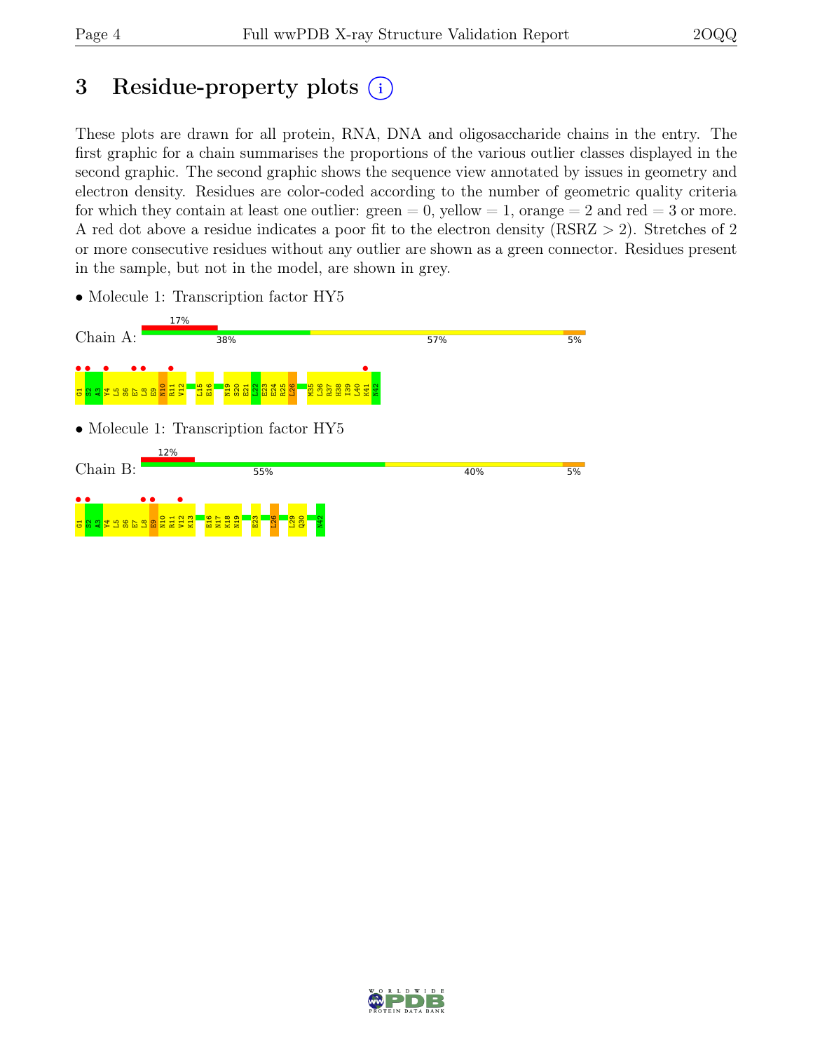# 3 Residue-property plots (i)

These plots are drawn for all protein, RNA, DNA and oligosaccharide chains in the entry. The first graphic for a chain summarises the proportions of the various outlier classes displayed in the second graphic. The second graphic shows the sequence view annotated by issues in geometry and electron density. Residues are color-coded according to the number of geometric quality criteria for which they contain at least one outlier: green = 0, yellow = 1, orange = 2 and red = 3 or more. A red dot above a residue indicates a poor fit to the electron density (RSRZ > 2). Stretches of 2 or more consecutive residues without any outlier are shown as a green connector. Residues present in the sample, but not in the model, are shown in grey.

- Molecule 1: Transcription factor HY5

Chain A: 17% | 38% | 57% | 5%

G1 S2 A3 Y4 L5 S6 E7 L8 E9 N10 R11 V12 L15 E16 N19 S20 E21 L22 E23 E24 R25 L26 M35 L36 R37 H38 I39 L40 K41 N42

- Molecule 1: Transcription factor HY5

Chain B: 12% | 55% | 40% | 5%

G1 S2 A3 Y4 L5 S6 E7 L8 E9 N10 R11 V12 K13 E16 N17 K18 N19 E23 L26 L29 Q30 N42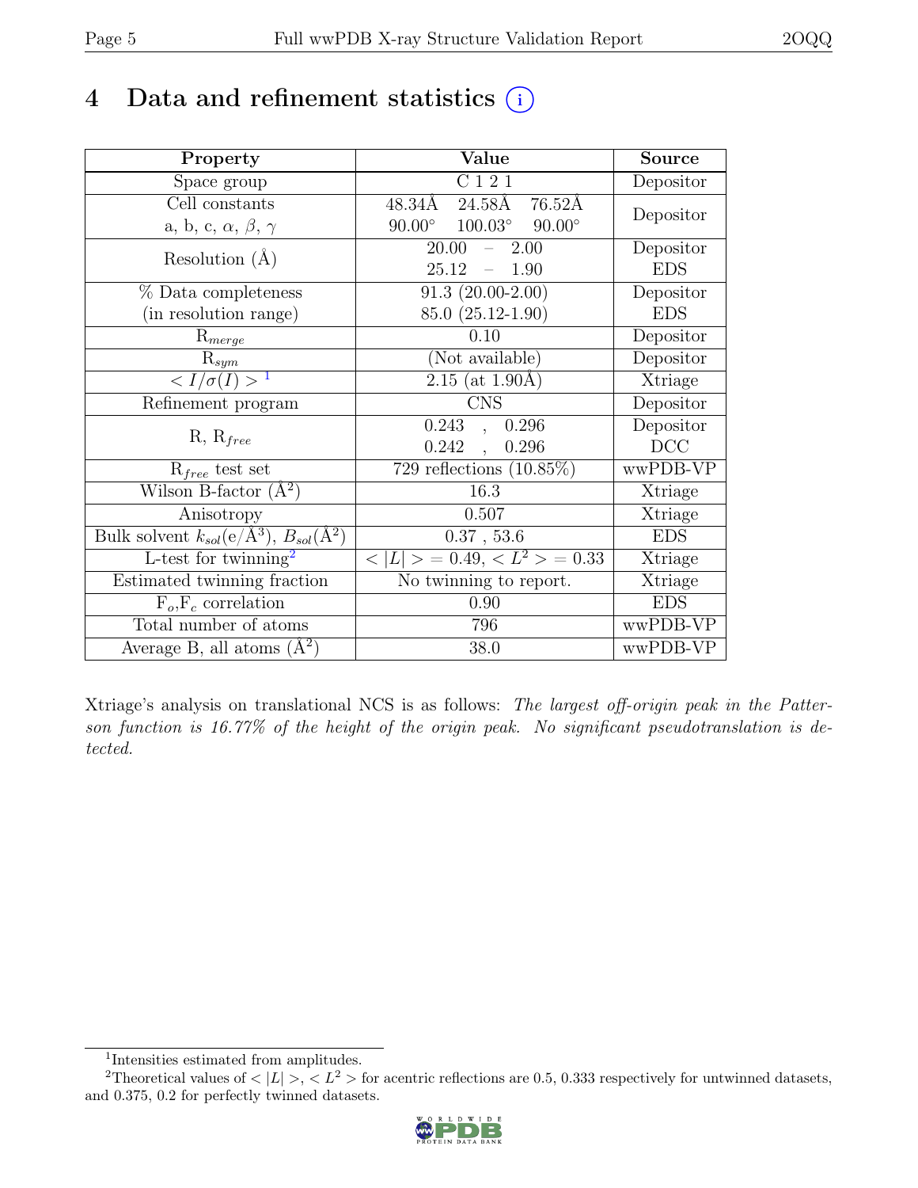# 4 Data and refinement statistics (i)

| Property | Value | Source |
|---|---|---|
| Space group | C 1 2 1 | Depositor |
| Cell constants<br>a, b, c, $\alpha$, $\beta$, $\gamma$ | 48.34Å 24.58Å 76.52Å<br>90.00° 100.03° 90.00° | Depositor |
| Resolution (Å) | 20.00 – 2.00<br>25.12 – 1.90 | Depositor<br>EDS |
| % Data completeness<br>(in resolution range) | 91.3 (20.00-2.00)<br>85.0 (25.12-1.90) | Depositor<br>EDS |
| $R_{merge}$ | 0.10 | Depositor |
| $R_{sym}$ | (Not available) | Depositor |
| $< I/\sigma(I) >$ [1] | 2.15 (at 1.90Å) | Xtriage |
| Refinement program | CNS | Depositor |
| R, $R_{free}$ | 0.243 , 0.296<br>0.242 , 0.296 | Depositor<br>DCC |
| $R_{free}$ test set | 729 reflections (10.85%) | wwPDB-VP |
| Wilson B-factor (Å$^2$) | 16.3 | Xtriage |
| Anisotropy | 0.507 | Xtriage |
| Bulk solvent $k_{sol}$(e/Å$^3$), $B_{sol}$(Å$^2$) | 0.37 , 53.6 | EDS |
| L-test for twinning[2] | $< \|L\| > = 0.49$, $< L^2 > = 0.33$ | Xtriage |
| Estimated twinning fraction | No twinning to report. | Xtriage |
| $F_o$,$F_c$ correlation | 0.90 | EDS |
| Total number of atoms | 796 | wwPDB-VP |
| Average B, all atoms (Å$^2$) | 38.0 | wwPDB-VP |

Xtriage's analysis on translational NCS is as follows: *The largest off-origin peak in the Patterson function is 16.77% of the height of the origin peak. No significant pseudotranslation is detected.*

[1] Intensities estimated from amplitudes.

[2] Theoretical values of $< |L| >$, $< L^2 >$ for acentric reflections are 0.5, 0.333 respectively for untwinned datasets, and 0.375, 0.2 for perfectly twinned datasets.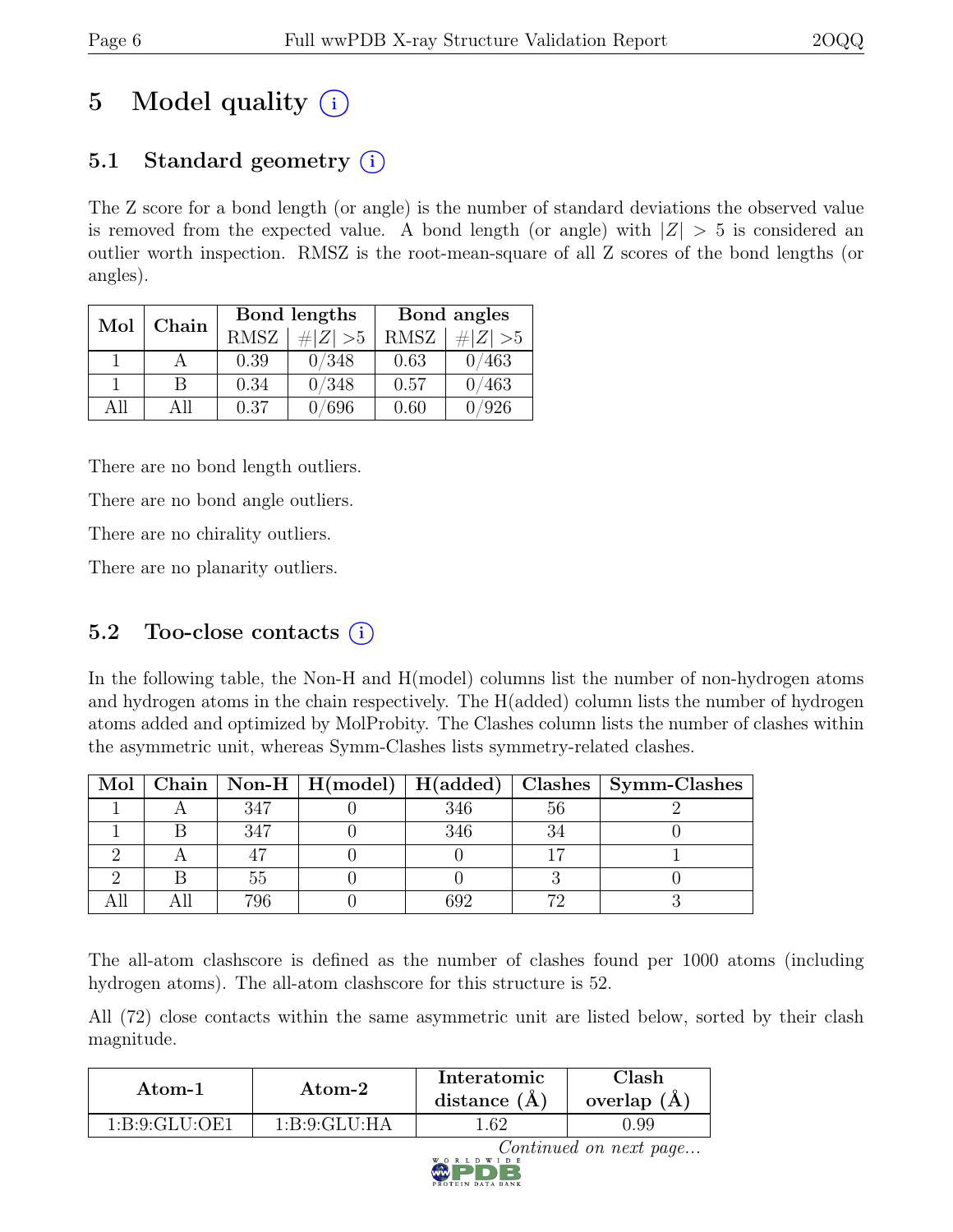# 5 Model quality (i)

## 5.1 Standard geometry (i)

The Z score for a bond length (or angle) is the number of standard deviations the observed value is removed from the expected value. A bond length (or angle) with $|Z| > 5$ is considered an outlier worth inspection. RMSZ is the root-mean-square of all Z scores of the bond lengths (or angles).

| Mol | Chain | Bond lengths | | Bond angles | |
|---|---|---|---|---|---|
| | | RMSZ | #$\|Z\|$ >5 | RMSZ | #$\|Z\|$ >5 |
| 1 | A | 0.39 | 0/348 | 0.63 | 0/463 |
| 1 | B | 0.34 | 0/348 | 0.57 | 0/463 |
| All | All | 0.37 | 0/696 | 0.60 | 0/926 |

There are no bond length outliers.

There are no bond angle outliers.

There are no chirality outliers.

There are no planarity outliers.

## 5.2 Too-close contacts (i)

In the following table, the Non-H and H(model) columns list the number of non-hydrogen atoms and hydrogen atoms in the chain respectively. The H(added) column lists the number of hydrogen atoms added and optimized by MolProbity. The Clashes column lists the number of clashes within the asymmetric unit, whereas Symm-Clashes lists symmetry-related clashes.

| Mol | Chain | Non-H | H(model) | H(added) | Clashes | Symm-Clashes |
|---|---|---|---|---|---|---|
| 1 | A | 347 | 0 | 346 | 56 | 2 |
| 1 | B | 347 | 0 | 346 | 34 | 0 |
| 2 | A | 47 | 0 | 0 | 17 | 1 |
| 2 | B | 55 | 0 | 0 | 3 | 0 |
| All | All | 796 | 0 | 692 | 72 | 3 |

The all-atom clashscore is defined as the number of clashes found per 1000 atoms (including hydrogen atoms). The all-atom clashscore for this structure is 52.

All (72) close contacts within the same asymmetric unit are listed below, sorted by their clash magnitude.

| Atom-1 | Atom-2 | Interatomic distance (Å) | Clash overlap (Å) |
|---|---|---|---|
| 1:B:9:GLU:OE1 | 1:B:9:GLU:HA | 1.62 | 0.99 |

*Continued on next page...*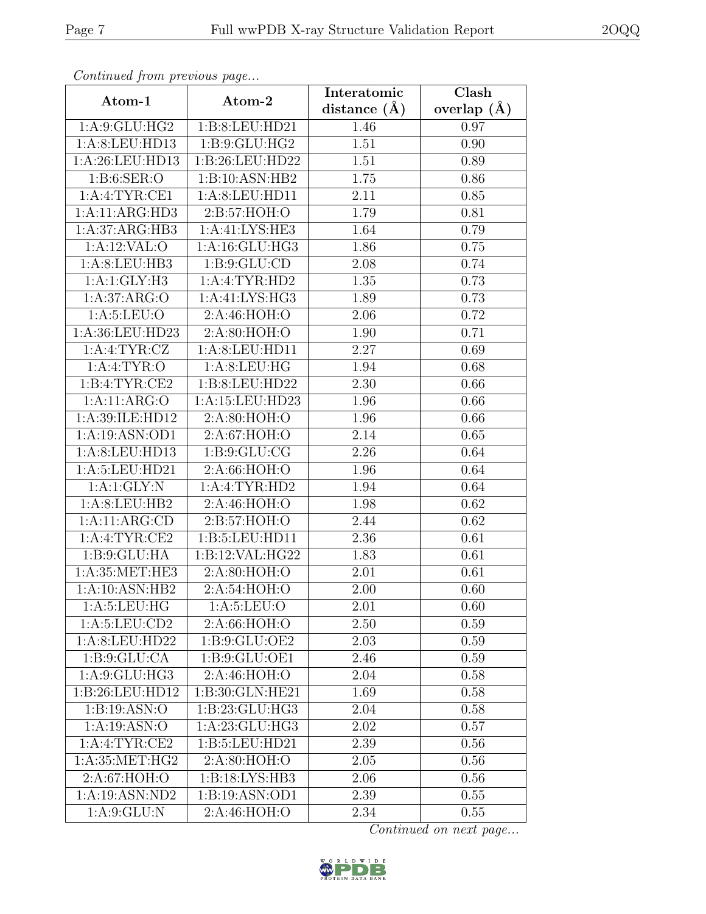*Continued from previous page...*

| Atom-1 | Atom-2 | Interatomic distance (Å) | Clash overlap (Å) |
| --- | --- | --- | --- |
| 1:A:9:GLU:HG2 | 1:B:8:LEU:HD21 | 1.46 | 0.97 |
| 1:A:8:LEU:HD13 | 1:B:9:GLU:HG2 | 1.51 | 0.90 |
| 1:A:26:LEU:HD13 | 1:B:26:LEU:HD22 | 1.51 | 0.89 |
| 1:B:6:SER:O | 1:B:10:ASN:HB2 | 1.75 | 0.86 |
| 1:A:4:TYR:CE1 | 1:A:8:LEU:HD11 | 2.11 | 0.85 |
| 1:A:11:ARG:HD3 | 2:B:57:HOH:O | 1.79 | 0.81 |
| 1:A:37:ARG:HB3 | 1:A:41:LYS:HE3 | 1.64 | 0.79 |
| 1:A:12:VAL:O | 1:A:16:GLU:HG3 | 1.86 | 0.75 |
| 1:A:8:LEU:HB3 | 1:B:9:GLU:CD | 2.08 | 0.74 |
| 1:A:1:GLY:H3 | 1:A:4:TYR:HD2 | 1.35 | 0.73 |
| 1:A:37:ARG:O | 1:A:41:LYS:HG3 | 1.89 | 0.73 |
| 1:A:5:LEU:O | 2:A:46:HOH:O | 2.06 | 0.72 |
| 1:A:36:LEU:HD23 | 2:A:80:HOH:O | 1.90 | 0.71 |
| 1:A:4:TYR:CZ | 1:A:8:LEU:HD11 | 2.27 | 0.69 |
| 1:A:4:TYR:O | 1:A:8:LEU:HG | 1.94 | 0.68 |
| 1:B:4:TYR:CE2 | 1:B:8:LEU:HD22 | 2.30 | 0.66 |
| 1:A:11:ARG:O | 1:A:15:LEU:HD23 | 1.96 | 0.66 |
| 1:A:39:ILE:HD12 | 2:A:80:HOH:O | 1.96 | 0.66 |
| 1:A:19:ASN:OD1 | 2:A:67:HOH:O | 2.14 | 0.65 |
| 1:A:8:LEU:HD13 | 1:B:9:GLU:CG | 2.26 | 0.64 |
| 1:A:5:LEU:HD21 | 2:A:66:HOH:O | 1.96 | 0.64 |
| 1:A:1:GLY:N | 1:A:4:TYR:HD2 | 1.94 | 0.64 |
| 1:A:8:LEU:HB2 | 2:A:46:HOH:O | 1.98 | 0.62 |
| 1:A:11:ARG:CD | 2:B:57:HOH:O | 2.44 | 0.62 |
| 1:A:4:TYR:CE2 | 1:B:5:LEU:HD11 | 2.36 | 0.61 |
| 1:B:9:GLU:HA | 1:B:12:VAL:HG22 | 1.83 | 0.61 |
| 1:A:35:MET:HE3 | 2:A:80:HOH:O | 2.01 | 0.61 |
| 1:A:10:ASN:HB2 | 2:A:54:HOH:O | 2.00 | 0.60 |
| 1:A:5:LEU:HG | 1:A:5:LEU:O | 2.01 | 0.60 |
| 1:A:5:LEU:CD2 | 2:A:66:HOH:O | 2.50 | 0.59 |
| 1:A:8:LEU:HD22 | 1:B:9:GLU:OE2 | 2.03 | 0.59 |
| 1:B:9:GLU:CA | 1:B:9:GLU:OE1 | 2.46 | 0.59 |
| 1:A:9:GLU:HG3 | 2:A:46:HOH:O | 2.04 | 0.58 |
| 1:B:26:LEU:HD12 | 1:B:30:GLN:HE21 | 1.69 | 0.58 |
| 1:B:19:ASN:O | 1:B:23:GLU:HG3 | 2.04 | 0.58 |
| 1:A:19:ASN:O | 1:A:23:GLU:HG3 | 2.02 | 0.57 |
| 1:A:4:TYR:CE2 | 1:B:5:LEU:HD21 | 2.39 | 0.56 |
| 1:A:35:MET:HG2 | 2:A:80:HOH:O | 2.05 | 0.56 |
| 2:A:67:HOH:O | 1:B:18:LYS:HB3 | 2.06 | 0.56 |
| 1:A:19:ASN:ND2 | 1:B:19:ASN:OD1 | 2.39 | 0.55 |
| 1:A:9:GLU:N | 2:A:46:HOH:O | 2.34 | 0.55 |

*Continued on next page...*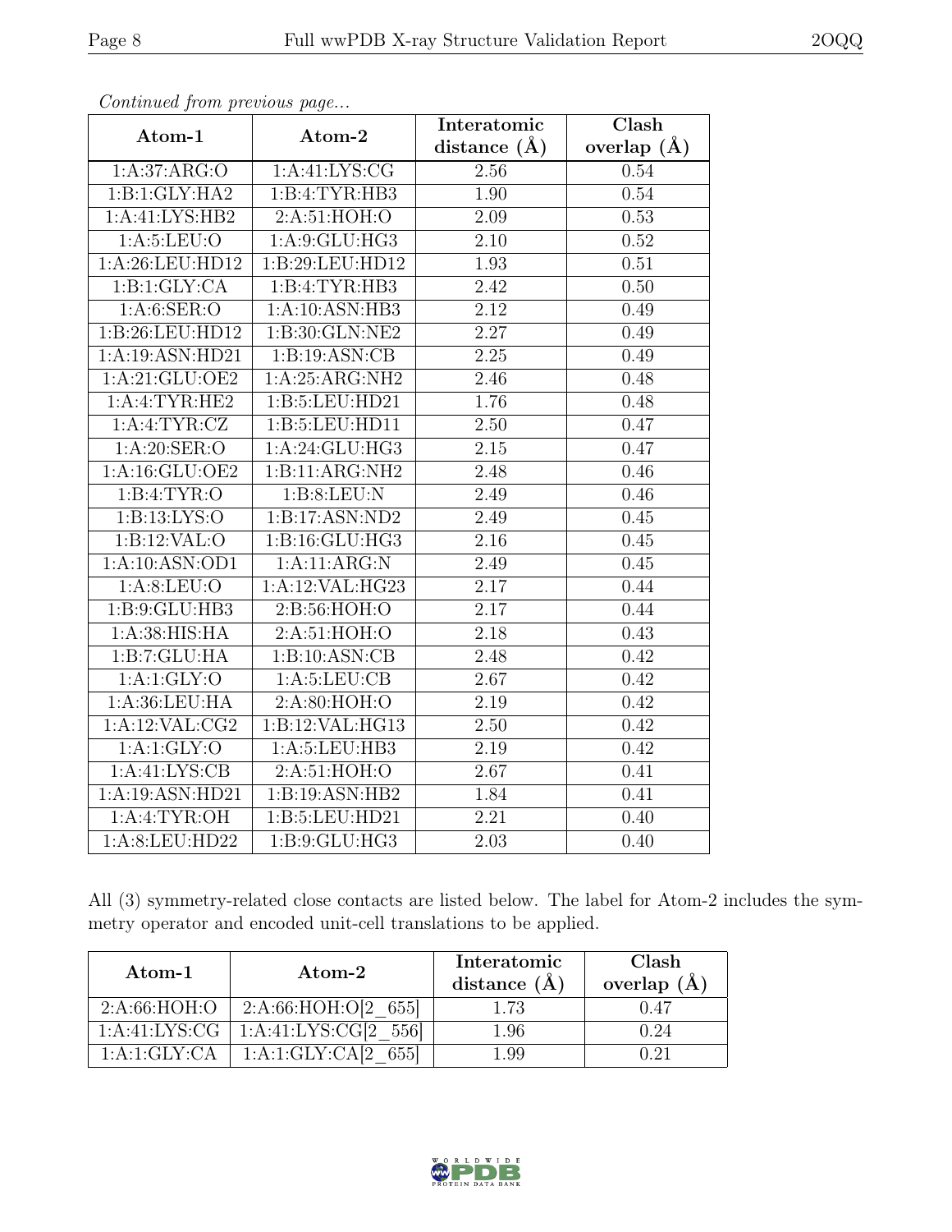*Continued from previous page...*

| Atom-1 | Atom-2 | Interatomic distance (Å) | Clash overlap (Å) |
|---|---|---|---|
| 1:A:37:ARG:O | 1:A:41:LYS:CG | 2.56 | 0.54 |
| 1:B:1:GLY:HA2 | 1:B:4:TYR:HB3 | 1.90 | 0.54 |
| 1:A:41:LYS:HB2 | 2:A:51:HOH:O | 2.09 | 0.53 |
| 1:A:5:LEU:O | 1:A:9:GLU:HG3 | 2.10 | 0.52 |
| 1:A:26:LEU:HD12 | 1:B:29:LEU:HD12 | 1.93 | 0.51 |
| 1:B:1:GLY:CA | 1:B:4:TYR:HB3 | 2.42 | 0.50 |
| 1:A:6:SER:O | 1:A:10:ASN:HB3 | 2.12 | 0.49 |
| 1:B:26:LEU:HD12 | 1:B:30:GLN:NE2 | 2.27 | 0.49 |
| 1:A:19:ASN:HD21 | 1:B:19:ASN:CB | 2.25 | 0.49 |
| 1:A:21:GLU:OE2 | 1:A:25:ARG:NH2 | 2.46 | 0.48 |
| 1:A:4:TYR:HE2 | 1:B:5:LEU:HD21 | 1.76 | 0.48 |
| 1:A:4:TYR:CZ | 1:B:5:LEU:HD11 | 2.50 | 0.47 |
| 1:A:20:SER:O | 1:A:24:GLU:HG3 | 2.15 | 0.47 |
| 1:A:16:GLU:OE2 | 1:B:11:ARG:NH2 | 2.48 | 0.46 |
| 1:B:4:TYR:O | 1:B:8:LEU:N | 2.49 | 0.46 |
| 1:B:13:LYS:O | 1:B:17:ASN:ND2 | 2.49 | 0.45 |
| 1:B:12:VAL:O | 1:B:16:GLU:HG3 | 2.16 | 0.45 |
| 1:A:10:ASN:OD1 | 1:A:11:ARG:N | 2.49 | 0.45 |
| 1:A:8:LEU:O | 1:A:12:VAL:HG23 | 2.17 | 0.44 |
| 1:B:9:GLU:HB3 | 2:B:56:HOH:O | 2.17 | 0.44 |
| 1:A:38:HIS:HA | 2:A:51:HOH:O | 2.18 | 0.43 |
| 1:B:7:GLU:HA | 1:B:10:ASN:CB | 2.48 | 0.42 |
| 1:A:1:GLY:O | 1:A:5:LEU:CB | 2.67 | 0.42 |
| 1:A:36:LEU:HA | 2:A:80:HOH:O | 2.19 | 0.42 |
| 1:A:12:VAL:CG2 | 1:B:12:VAL:HG13 | 2.50 | 0.42 |
| 1:A:1:GLY:O | 1:A:5:LEU:HB3 | 2.19 | 0.42 |
| 1:A:41:LYS:CB | 2:A:51:HOH:O | 2.67 | 0.41 |
| 1:A:19:ASN:HD21 | 1:B:19:ASN:HB2 | 1.84 | 0.41 |
| 1:A:4:TYR:OH | 1:B:5:LEU:HD21 | 2.21 | 0.40 |
| 1:A:8:LEU:HD22 | 1:B:9:GLU:HG3 | 2.03 | 0.40 |

All (3) symmetry-related close contacts are listed below. The label for Atom-2 includes the symmetry operator and encoded unit-cell translations to be applied.

| Atom-1 | Atom-2 | Interatomic distance (Å) | Clash overlap (Å) |
|---|---|---|---|
| 2:A:66:HOH:O | 2:A:66:HOH:O[2_655] | 1.73 | 0.47 |
| 1:A:41:LYS:CG | 1:A:41:LYS:CG[2_556] | 1.96 | 0.24 |
| 1:A:1:GLY:CA | 1:A:1:GLY:CA[2_655] | 1.99 | 0.21 |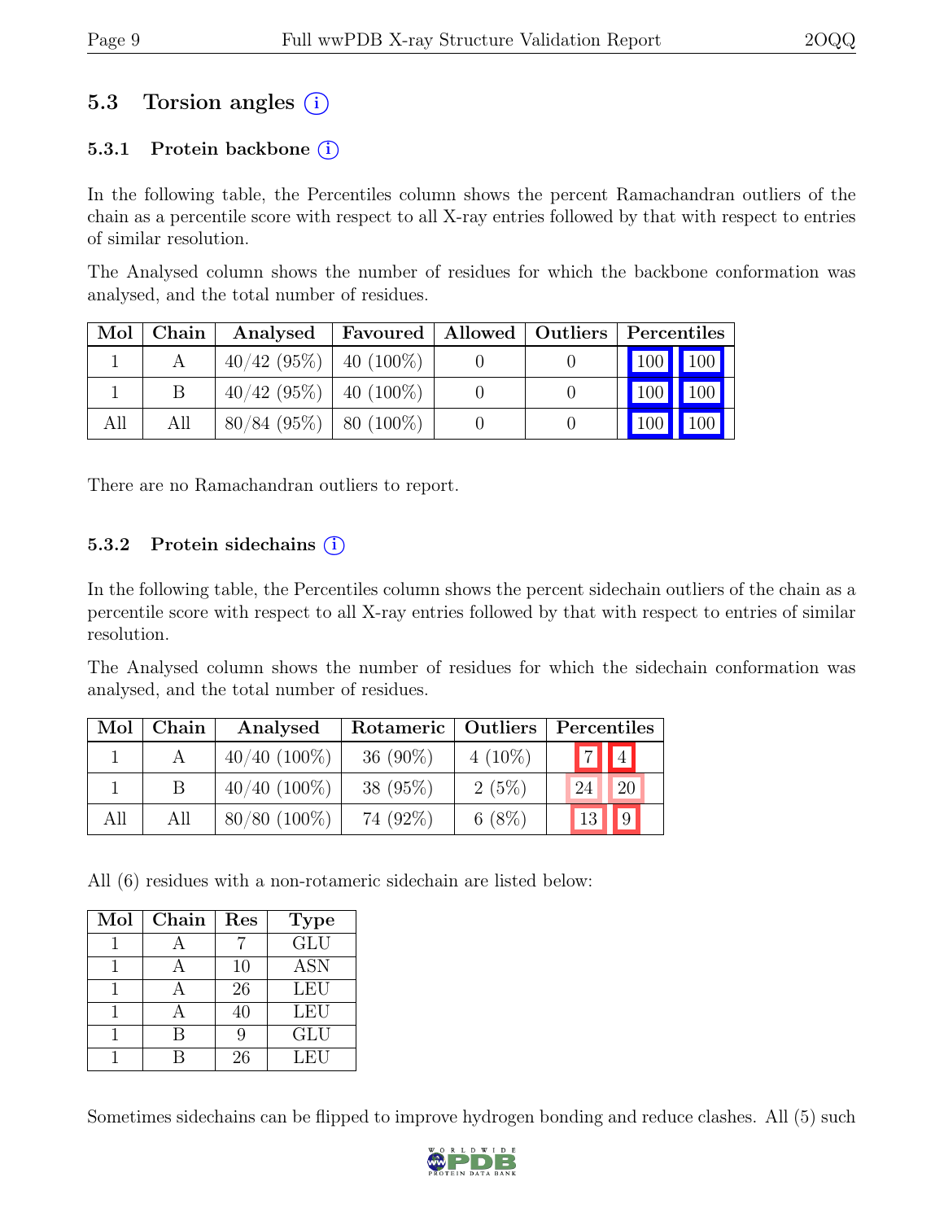## 5.3 Torsion angles (i)

### 5.3.1 Protein backbone (i)

In the following table, the Percentiles column shows the percent Ramachandran outliers of the chain as a percentile score with respect to all X-ray entries followed by that with respect to entries of similar resolution.

The Analysed column shows the number of residues for which the backbone conformation was analysed, and the total number of residues.

| Mol | Chain | Analysed | Favoured | Allowed | Outliers | Percentiles | |
|---|---|---|---|---|---|---|---|
| 1 | A | 40/42 (95%) | 40 (100%) | 0 | 0 | 100 | 100 |
| 1 | B | 40/42 (95%) | 40 (100%) | 0 | 0 | 100 | 100 |
| All | All | 80/84 (95%) | 80 (100%) | 0 | 0 | 100 | 100 |

There are no Ramachandran outliers to report.

### 5.3.2 Protein sidechains (i)

In the following table, the Percentiles column shows the percent sidechain outliers of the chain as a percentile score with respect to all X-ray entries followed by that with respect to entries of similar resolution.

The Analysed column shows the number of residues for which the sidechain conformation was analysed, and the total number of residues.

| Mol | Chain | Analysed | Rotameric | Outliers | Percentiles | |
|---|---|---|---|---|---|---|
| 1 | A | 40/40 (100%) | 36 (90%) | 4 (10%) | 7 | 4 |
| 1 | B | 40/40 (100%) | 38 (95%) | 2 (5%) | 24 | 20 |
| All | All | 80/80 (100%) | 74 (92%) | 6 (8%) | 13 | 9 |

All (6) residues with a non-rotameric sidechain are listed below:

| Mol | Chain | Res | Type |
|---|---|---|---|
| 1 | A | 7 | GLU |
| 1 | A | 10 | ASN |
| 1 | A | 26 | LEU |
| 1 | A | 40 | LEU |
| 1 | B | 9 | GLU |
| 1 | B | 26 | LEU |

Sometimes sidechains can be flipped to improve hydrogen bonding and reduce clashes. All (5) such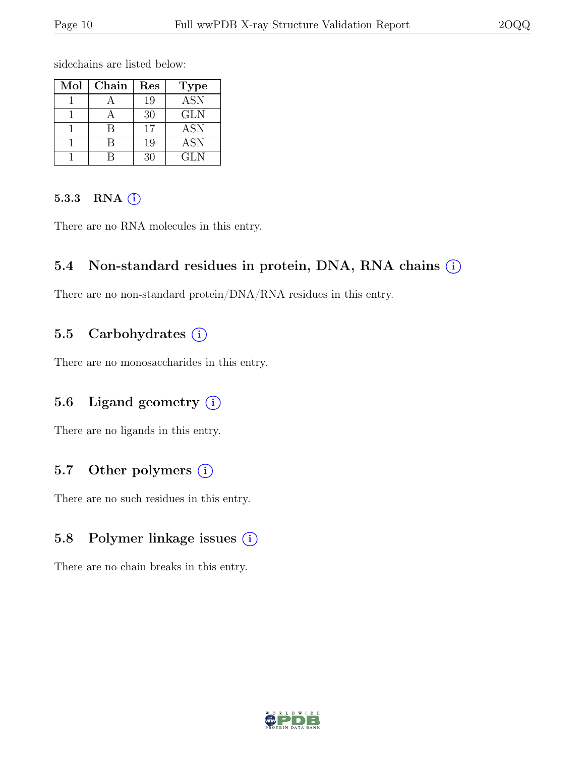sidechains are listed below:

| Mol | Chain | Res | Type |
|---|---|---|---|
| 1 | A | 19 | ASN |
| 1 | A | 30 | GLN |
| 1 | B | 17 | ASN |
| 1 | B | 19 | ASN |
| 1 | B | 30 | GLN |

#### 5.3.3 RNA (i)

There are no RNA molecules in this entry.

### 5.4 Non-standard residues in protein, DNA, RNA chains (i)

There are no non-standard protein/DNA/RNA residues in this entry.

### 5.5 Carbohydrates (i)

There are no monosaccharides in this entry.

### 5.6 Ligand geometry (i)

There are no ligands in this entry.

### 5.7 Other polymers (i)

There are no such residues in this entry.

### 5.8 Polymer linkage issues (i)

There are no chain breaks in this entry.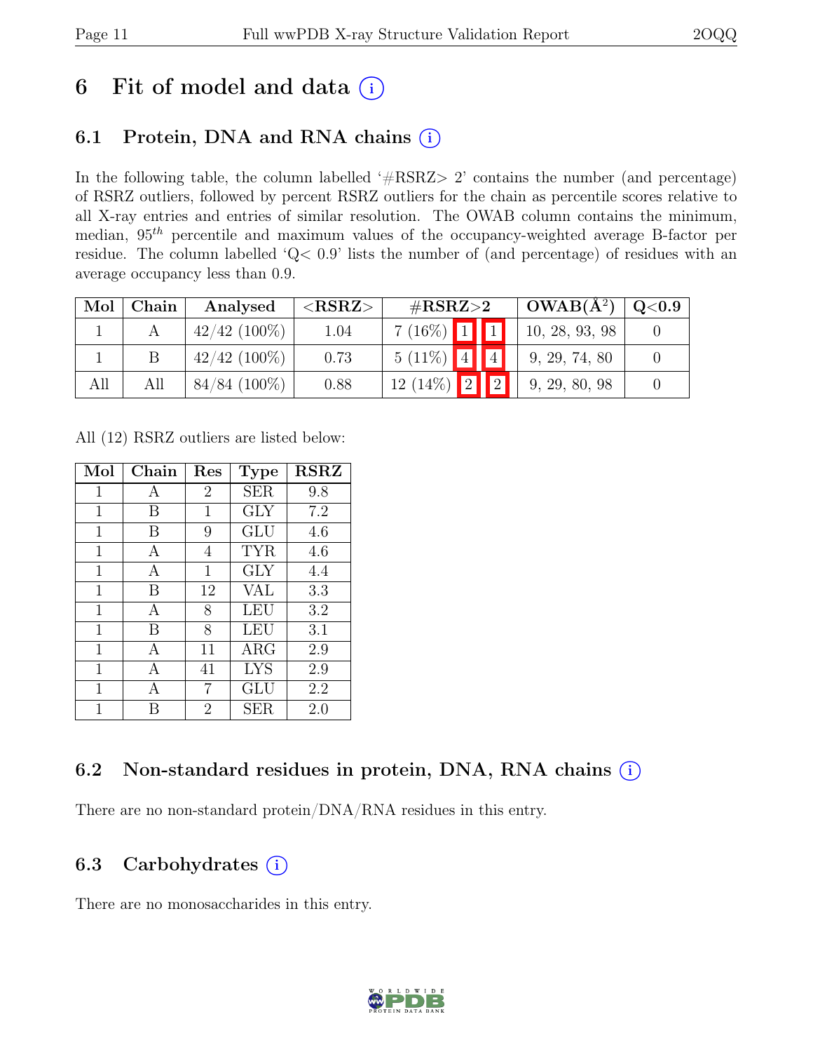# 6 Fit of model and data (i)

## 6.1 Protein, DNA and RNA chains (i)

In the following table, the column labelled '#RSRZ> 2' contains the number (and percentage) of RSRZ outliers, followed by percent RSRZ outliers for the chain as percentile scores relative to all X-ray entries and entries of similar resolution. The OWAB column contains the minimum, median, $95^{th}$ percentile and maximum values of the occupancy-weighted average B-factor per residue. The column labelled 'Q< 0.9' lists the number of (and percentage) of residues with an average occupancy less than 0.9.

| Mol | Chain | Analysed | <RSRZ> | #RSRZ>2 | | | OWAB(Å$^2$) | Q<0.9 |
|---|---|---|---|---|---|---|---|---|
| 1 | A | 42/42 (100%) | 1.04 | 7 (16%) | 1 | 1 | 10, 28, 93, 98 | 0 |
| 1 | B | 42/42 (100%) | 0.73 | 5 (11%) | 4 | 4 | 9, 29, 74, 80 | 0 |
| All | All | 84/84 (100%) | 0.88 | 12 (14%) | 2 | 2 | 9, 29, 80, 98 | 0 |

All (12) RSRZ outliers are listed below:

| Mol | Chain | Res | Type | RSRZ |
|---|---|---|---|---|
| 1 | A | 2 | SER | 9.8 |
| 1 | B | 1 | GLY | 7.2 |
| 1 | B | 9 | GLU | 4.6 |
| 1 | A | 4 | TYR | 4.6 |
| 1 | A | 1 | GLY | 4.4 |
| 1 | B | 12 | VAL | 3.3 |
| 1 | A | 8 | LEU | 3.2 |
| 1 | B | 8 | LEU | 3.1 |
| 1 | A | 11 | ARG | 2.9 |
| 1 | A | 41 | LYS | 2.9 |
| 1 | A | 7 | GLU | 2.2 |
| 1 | B | 2 | SER | 2.0 |

## 6.2 Non-standard residues in protein, DNA, RNA chains (i)

There are no non-standard protein/DNA/RNA residues in this entry.

## 6.3 Carbohydrates (i)

There are no monosaccharides in this entry.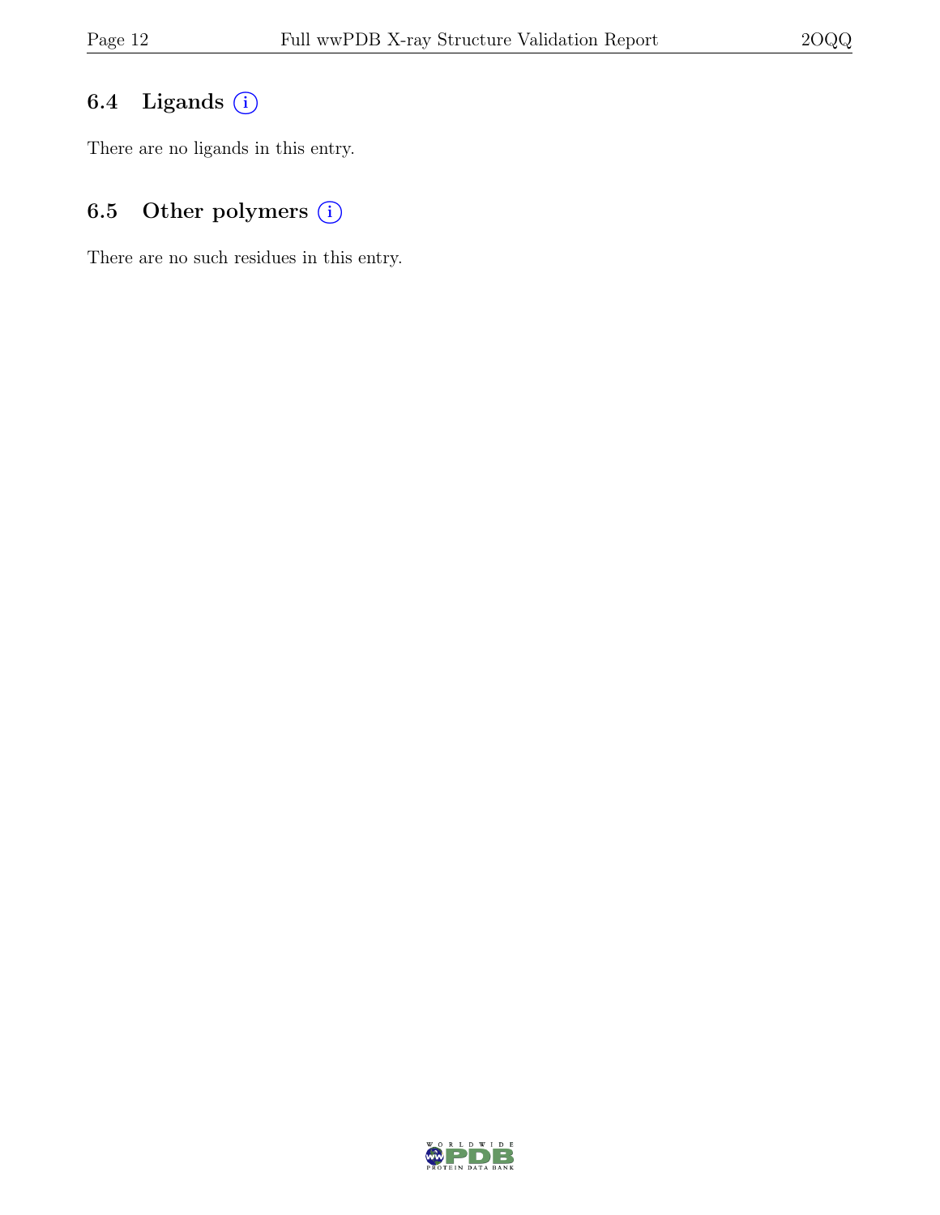### 6.4 Ligands

There are no ligands in this entry.

### 6.5 Other polymers

There are no such residues in this entry.